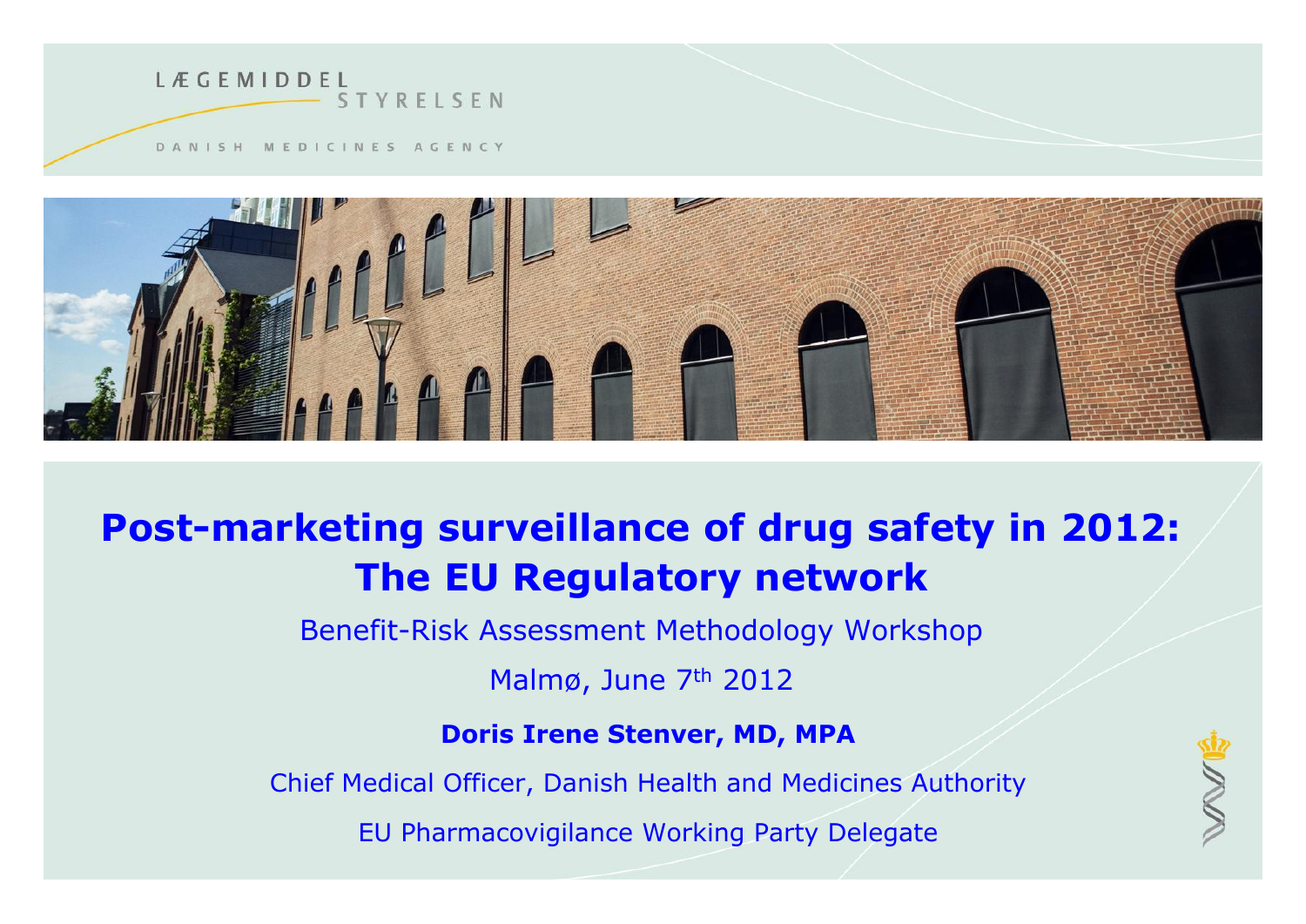LÆGEMIDDEL STYRELSEN

DANISH MEDICINES AGENCY

# Post-marketing surveillance of drug safety in 2012: The EU Regulatory network

Benefit-Risk Assessment Methodology Workshop

Malmø, June 7th 2012

**Doris Irene Stenver, MD, MPA**

Chief Medical Officer, Danish Health and Medicines Authority

EU Pharmacovigilance Working Party Delegate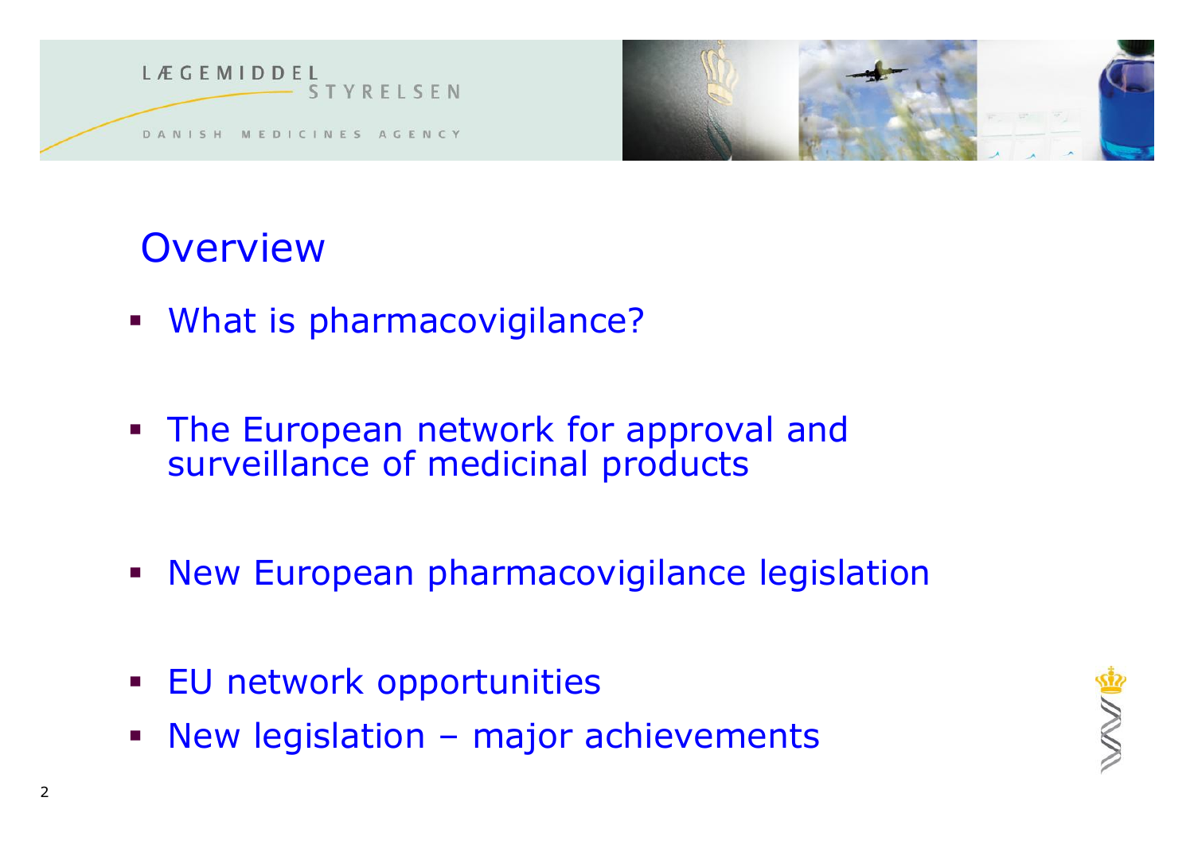# Overview

- What is pharmacovigilance?
- The European network for approval and surveillance of medicinal products
- New European pharmacovigilance legislation
- EU network opportunities
- New legislation – major achievements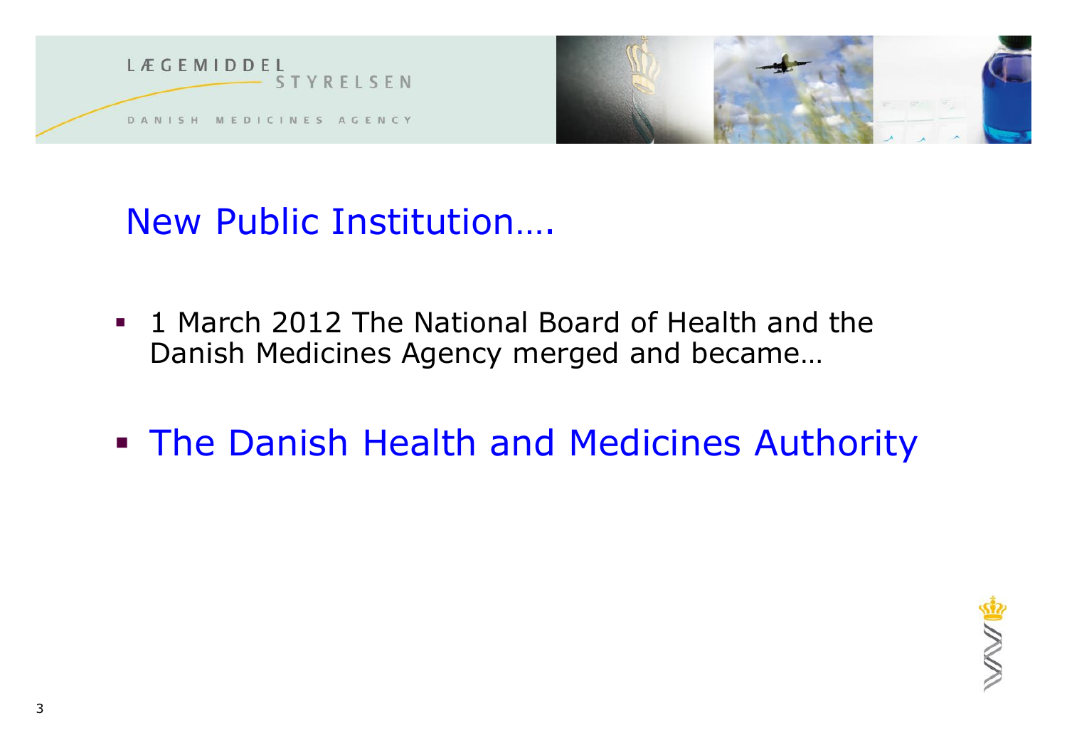# New Public Institution….

- 1 March 2012 The National Board of Health and the Danish Medicines Agency merged and became…

- The Danish Health and Medicines Authority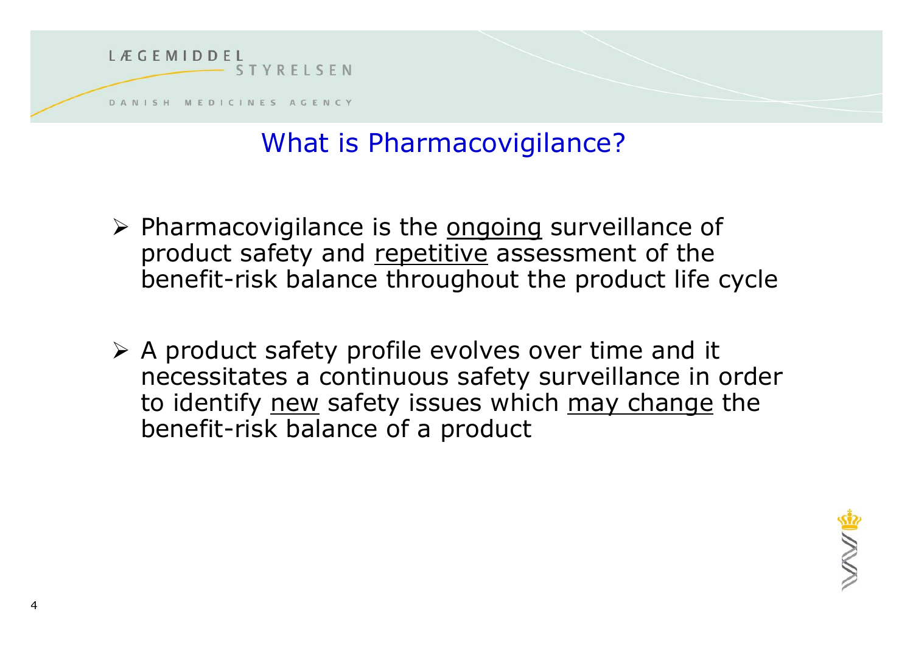# What is Pharmacovigilance?

- Pharmacovigilance is the <u>ongoing</u> surveillance of product safety and <u>repetitive</u> assessment of the benefit-risk balance throughout the product life cycle

- A product safety profile evolves over time and it necessitates a continuous safety surveillance in order to identify <u>new</u> safety issues which <u>may change</u> the benefit-risk balance of a product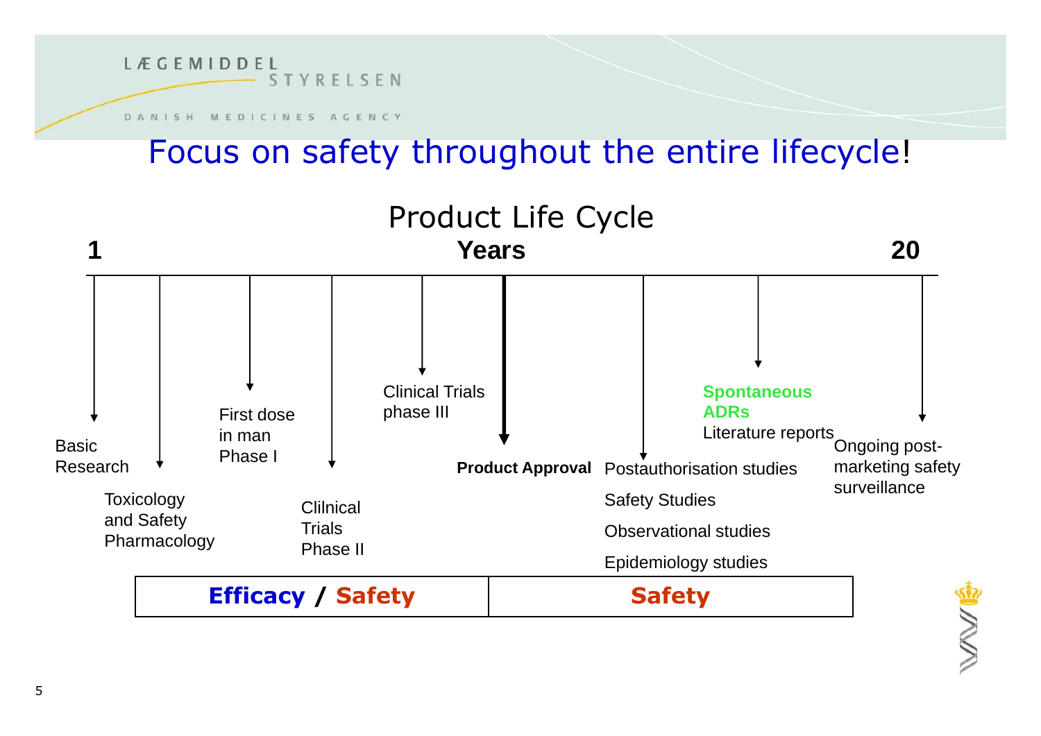# Focus on safety throughout the entire lifecycle!

## Product Life Cycle

**1** — **Years** — **20**

- Basic Research
- Toxicology and Safety Pharmacology
- First dose in man Phase I
- Clilnical Trials Phase II
- Clinical Trials phase III
- **Product Approval**
- Postauthorisation studies
  - Safety Studies
  - Observational studies
  - Epidemiology studies
- **Spontaneous ADRs**
  - Literature reports
- Ongoing post-marketing safety surveillance

| **Efficacy / Safety** | **Safety** |
|---|---|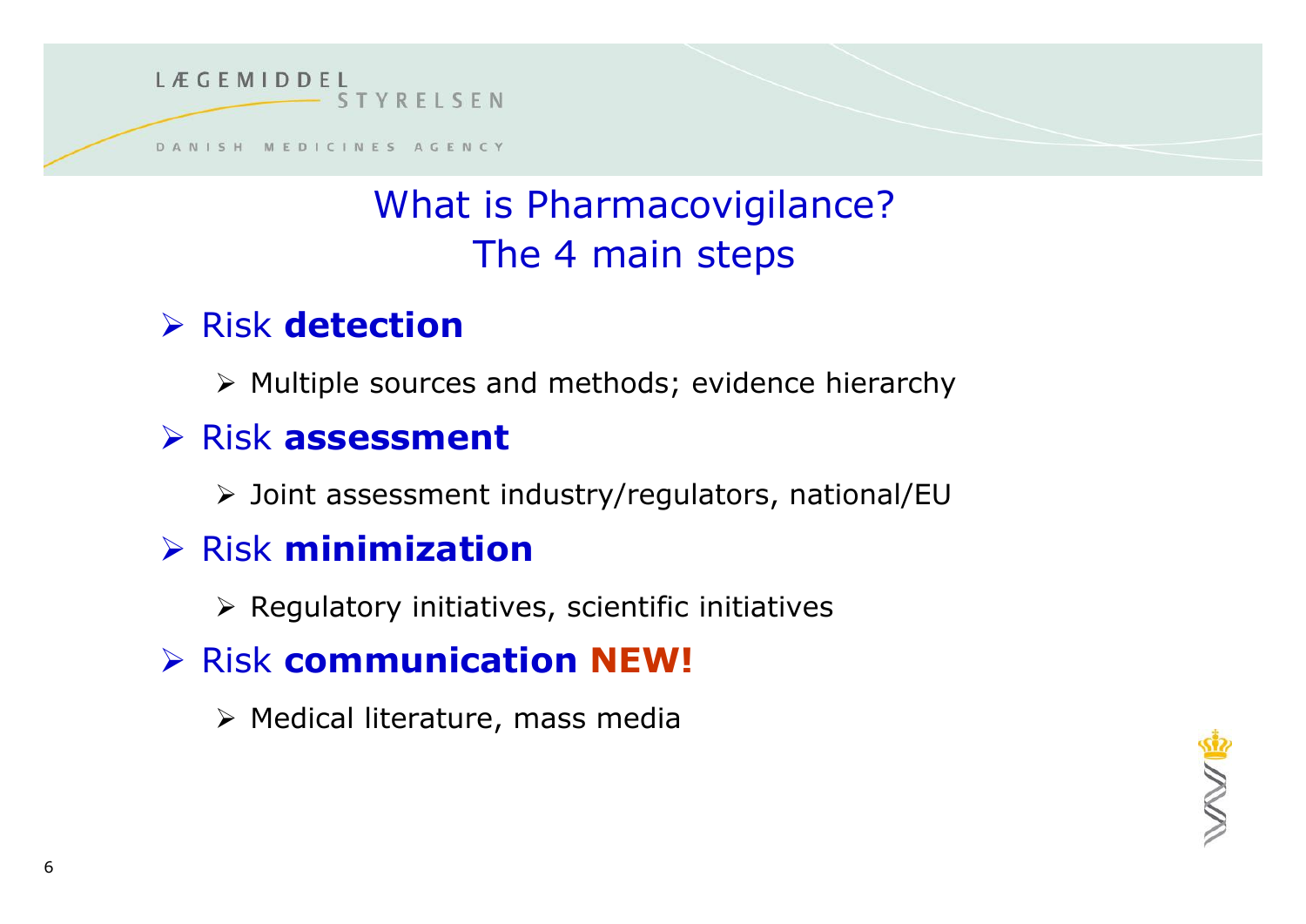# What is Pharmacovigilance? The 4 main steps

- Risk **detection**
  - Multiple sources and methods; evidence hierarchy
- Risk **assessment**
  - Joint assessment industry/regulators, national/EU
- Risk **minimization**
  - Regulatory initiatives, scientific initiatives
- Risk **communication** **NEW!**
  - Medical literature, mass media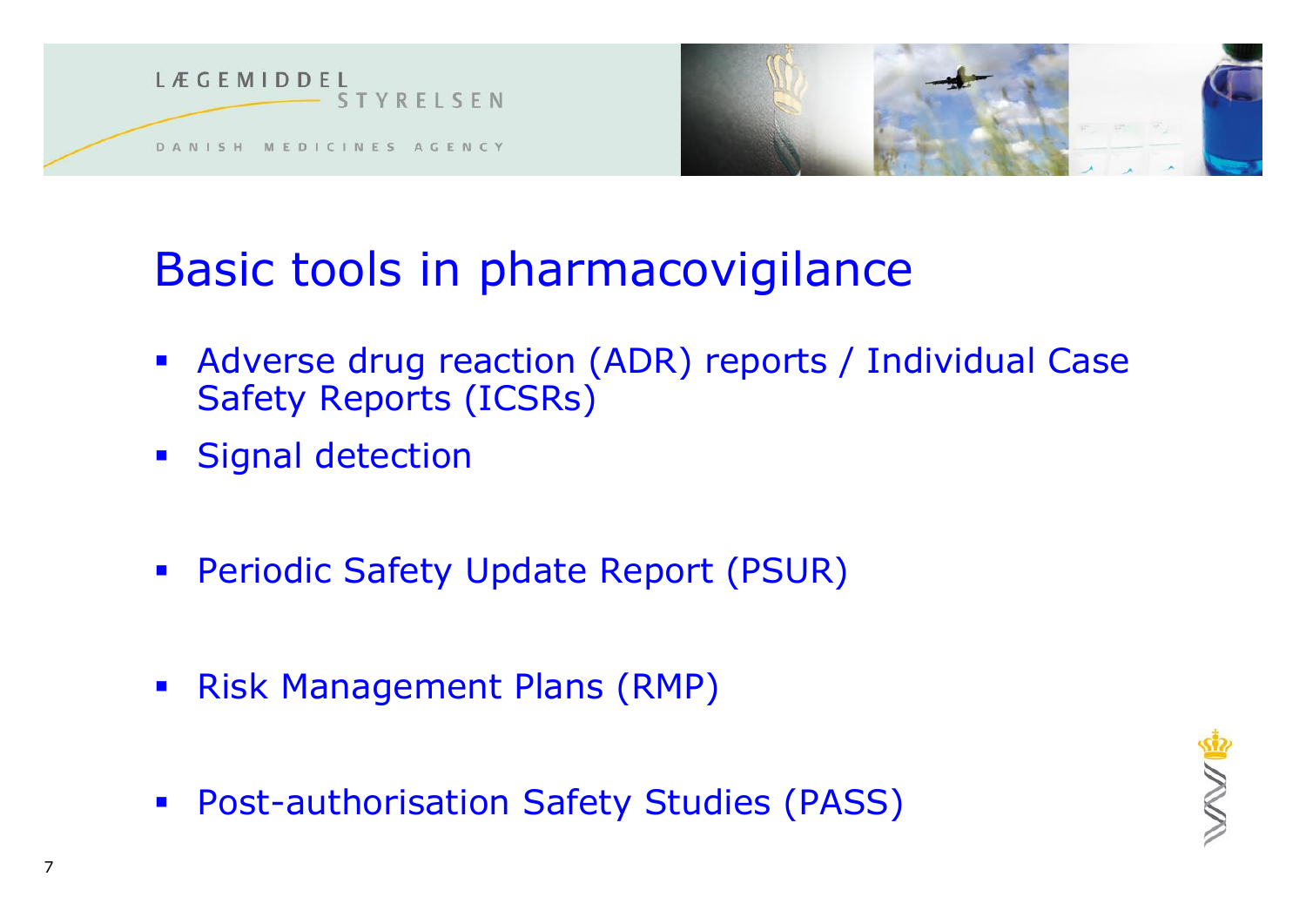# Basic tools in pharmacovigilance

- Adverse drug reaction (ADR) reports / Individual Case Safety Reports (ICSRs)
- Signal detection
- Periodic Safety Update Report (PSUR)
- Risk Management Plans (RMP)
- Post-authorisation Safety Studies (PASS)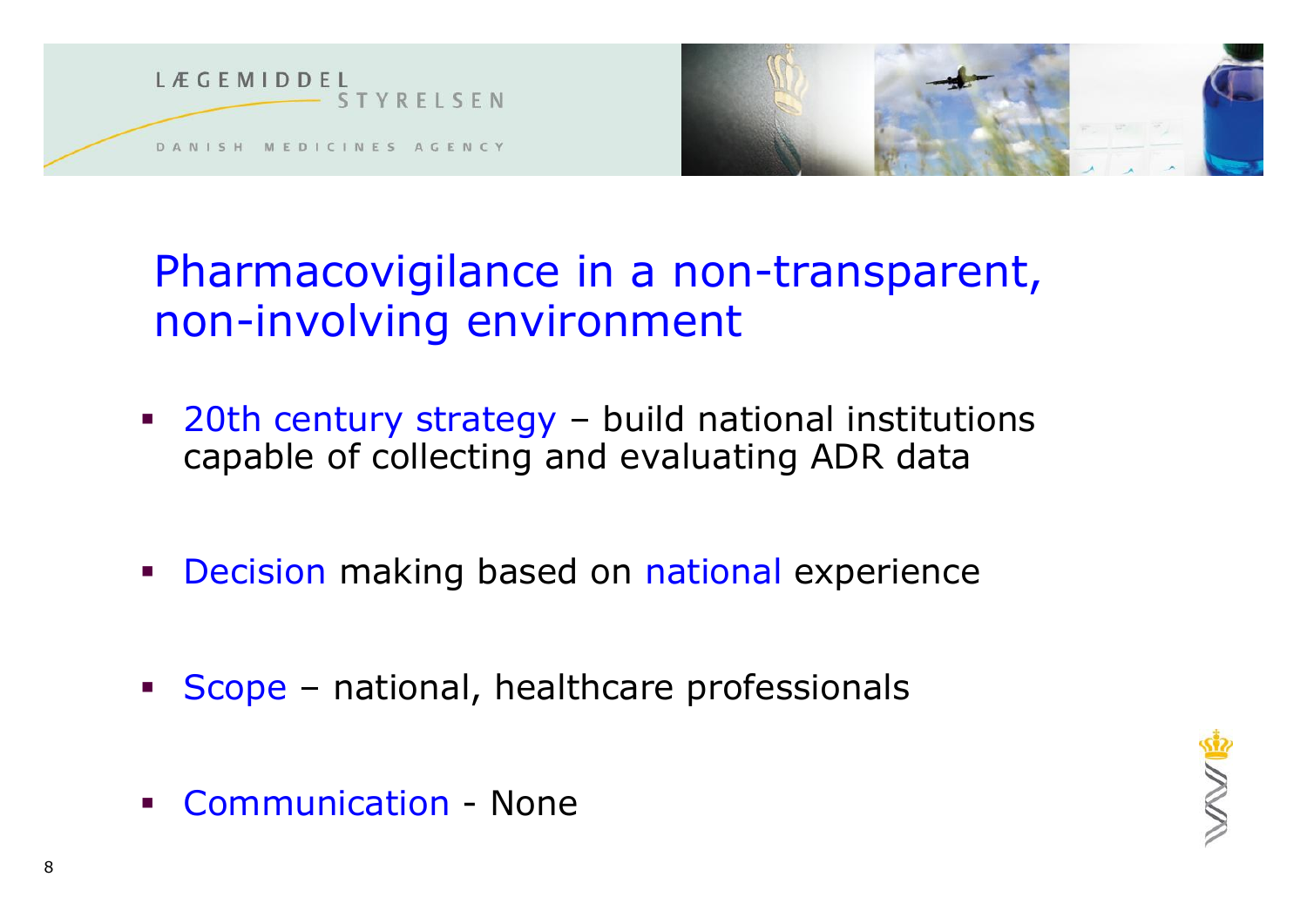# Pharmacovigilance in a non-transparent, non-involving environment

- 20th century strategy – build national institutions capable of collecting and evaluating ADR data
- Decision making based on national experience
- Scope – national, healthcare professionals
- Communication - None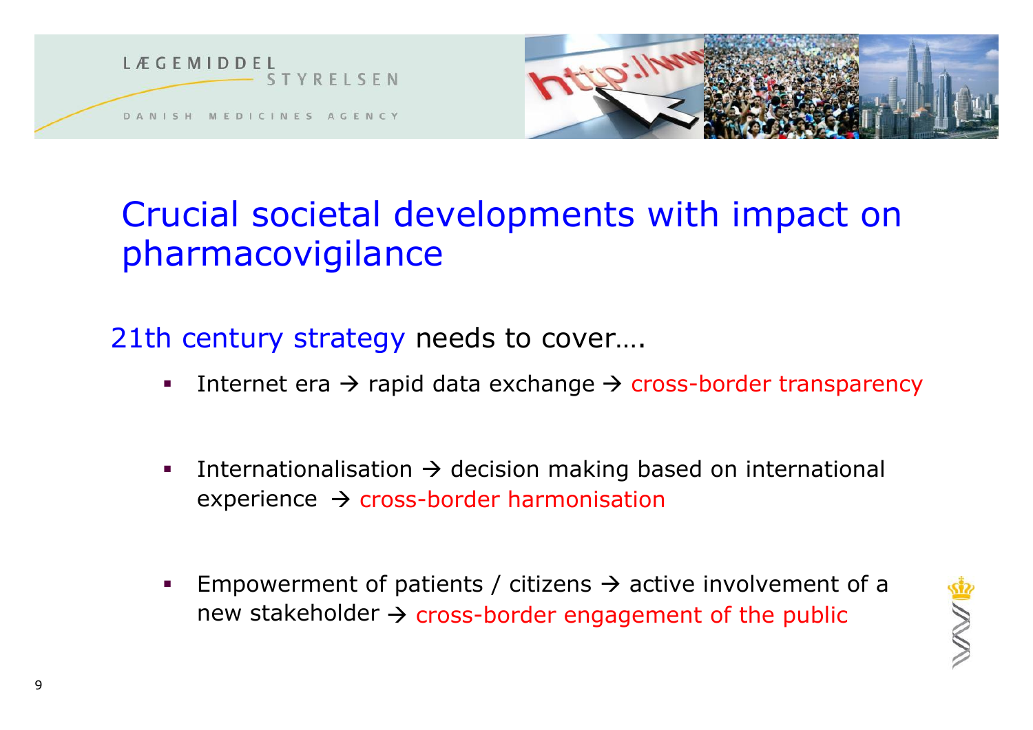# Crucial societal developments with impact on pharmacovigilance

21th century strategy needs to cover….

- Internet era → rapid data exchange → cross-border transparency
- Internationalisation → decision making based on international experience → cross-border harmonisation
- Empowerment of patients / citizens → active involvement of a new stakeholder → cross-border engagement of the public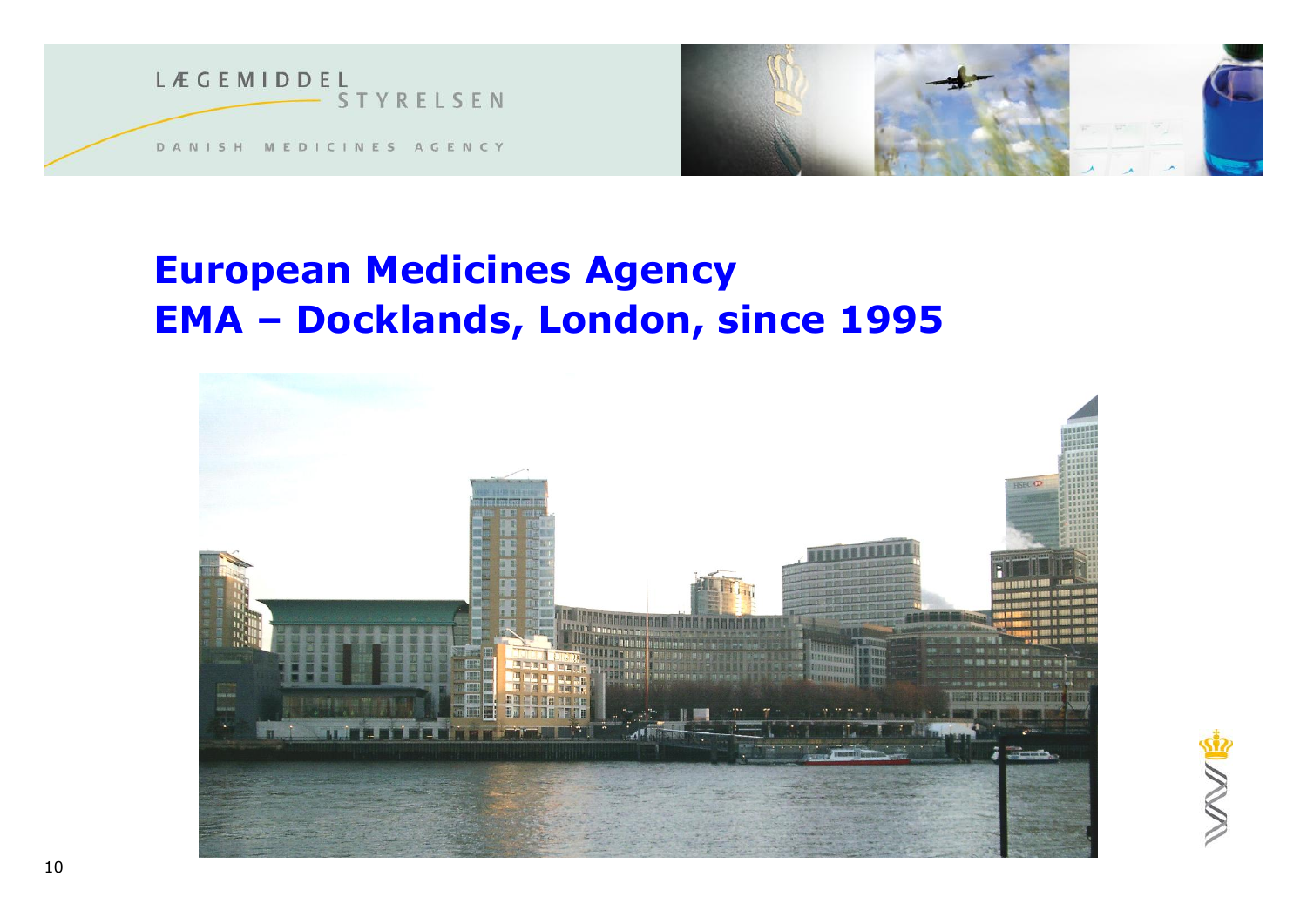# European Medicines Agency
# EMA – Docklands, London, since 1995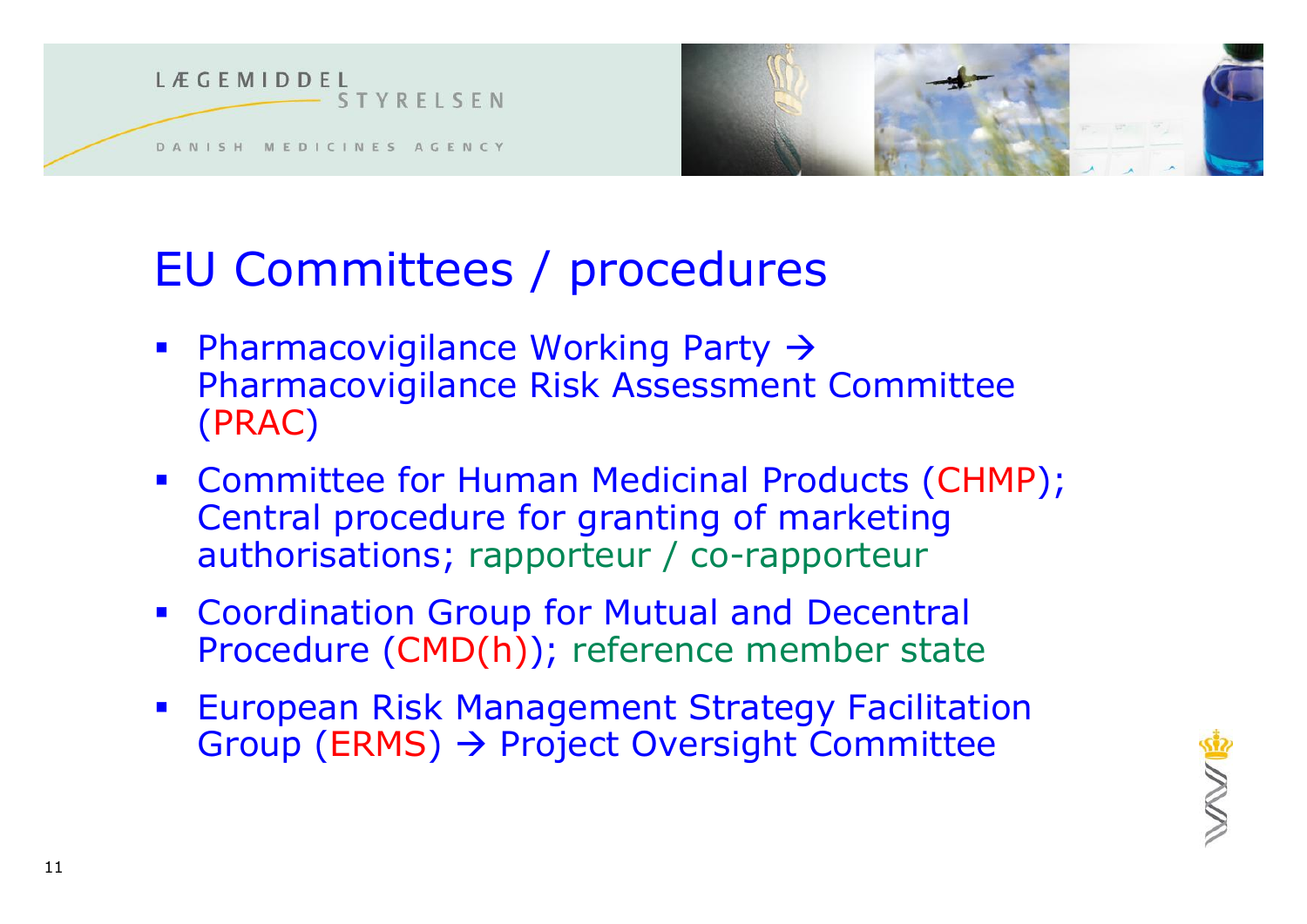# EU Committees / procedures

- Pharmacovigilance Working Party → Pharmacovigilance Risk Assessment Committee (PRAC)
- Committee for Human Medicinal Products (CHMP); Central procedure for granting of marketing authorisations; rapporteur / co-rapporteur
- Coordination Group for Mutual and Decentral Procedure (CMD(h)); reference member state
- European Risk Management Strategy Facilitation Group (ERMS) → Project Oversight Committee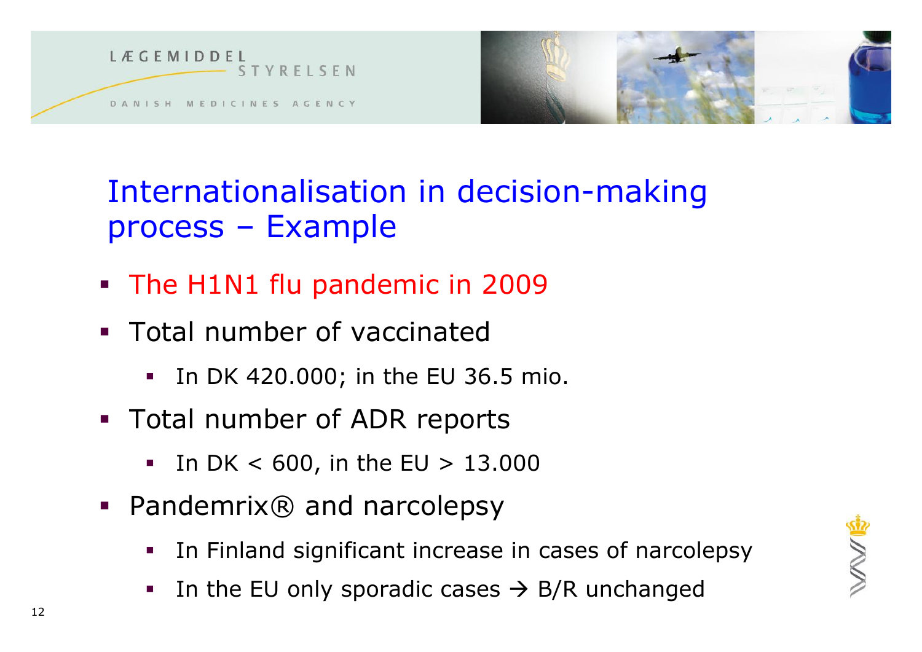# Internationalisation in decision-making process – Example

- The H1N1 flu pandemic in 2009
- Total number of vaccinated
  - In DK 420.000; in the EU 36.5 mio.
- Total number of ADR reports
  - In DK < 600, in the EU > 13.000
- Pandemrix® and narcolepsy
  - In Finland significant increase in cases of narcolepsy
  - In the EU only sporadic cases → B/R unchanged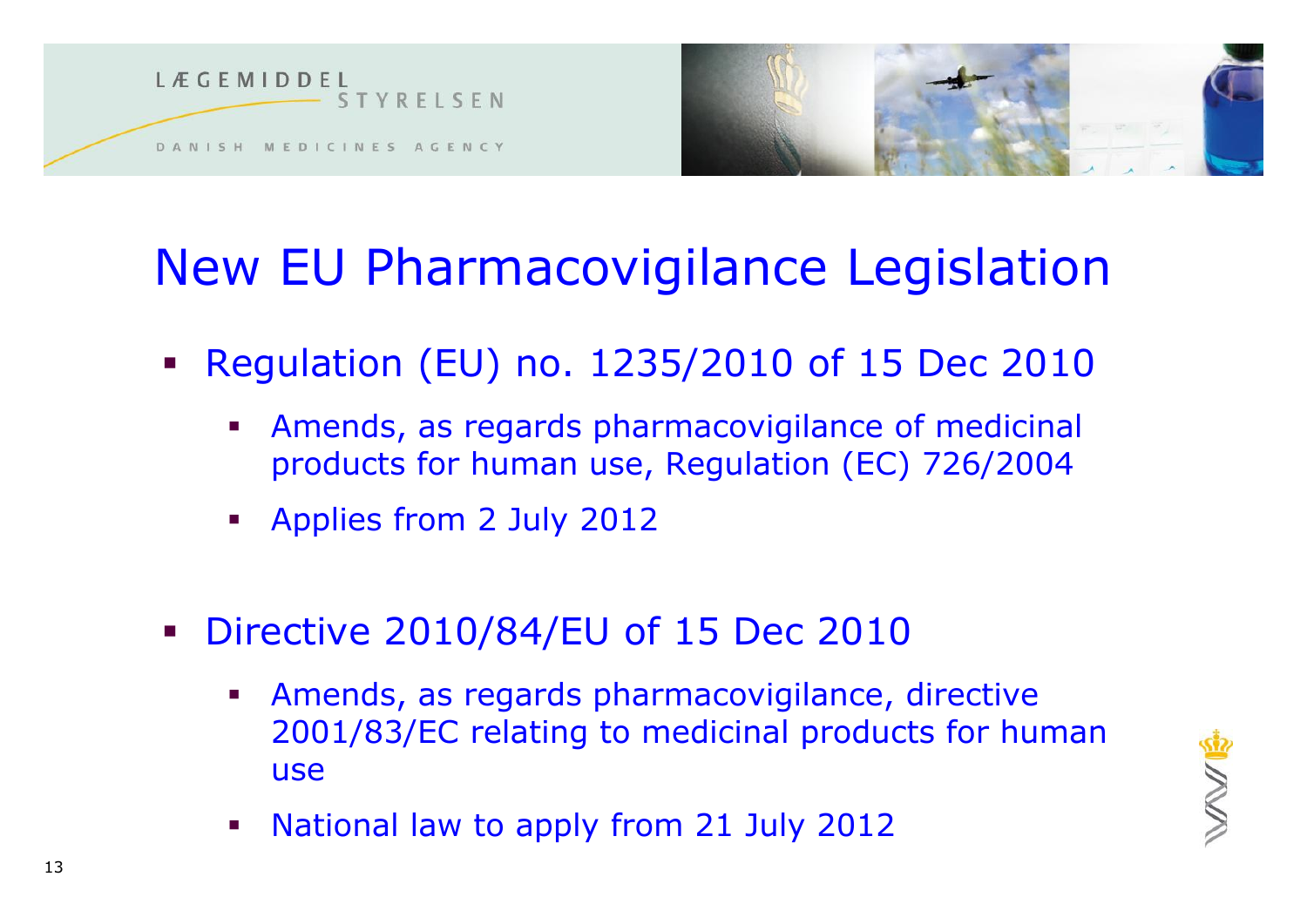# New EU Pharmacovigilance Legislation

- Regulation (EU) no. 1235/2010 of 15 Dec 2010
  - Amends, as regards pharmacovigilance of medicinal products for human use, Regulation (EC) 726/2004
  - Applies from 2 July 2012

- Directive 2010/84/EU of 15 Dec 2010
  - Amends, as regards pharmacovigilance, directive 2001/83/EC relating to medicinal products for human use
  - National law to apply from 21 July 2012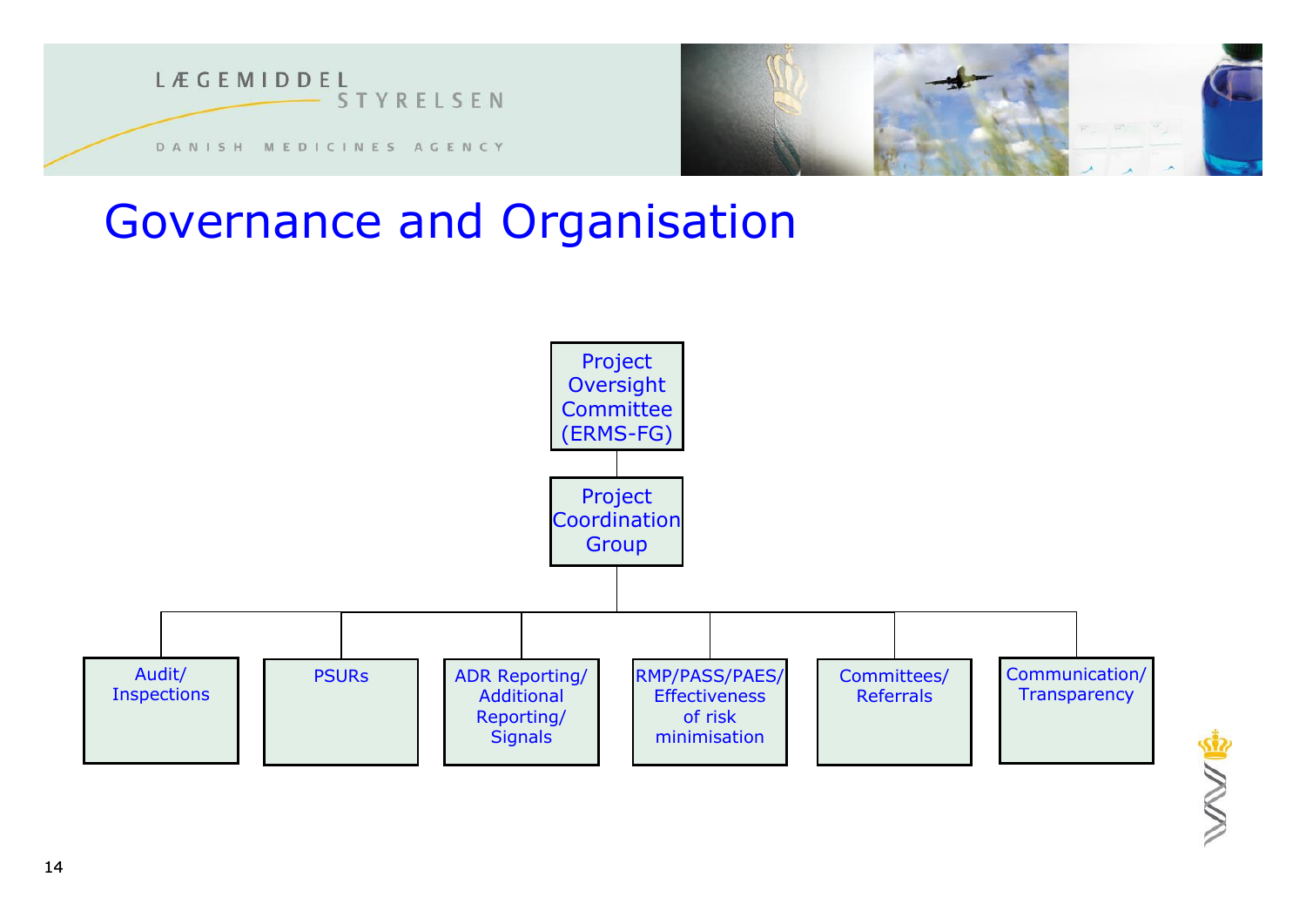# Governance and Organisation

- Project Oversight Committee (ERMS-FG)
  - Project Coordination Group
    - Audit/ Inspections
    - PSURs
    - ADR Reporting/ Additional Reporting/ Signals
    - RMP/PASS/PAES/ Effectiveness of risk minimisation
    - Committees/ Referrals
    - Communication/ Transparency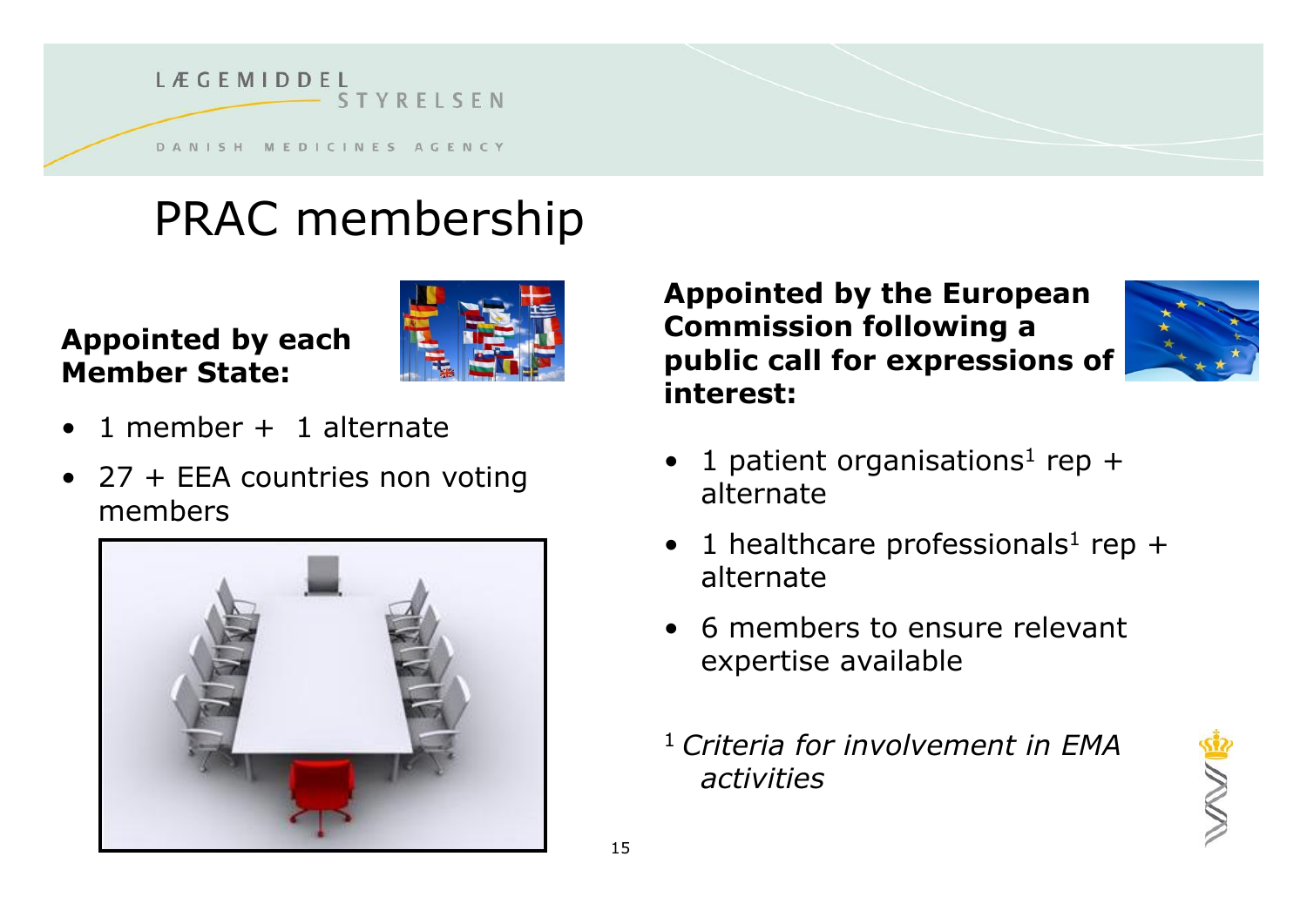# PRAC membership

**Appointed by each Member State:**

- 1 member + 1 alternate
- 27 + EEA countries non voting members

**Appointed by the European Commission following a public call for expressions of interest:**

- 1 patient organisations[1] rep + alternate
- 1 healthcare professionals[1] rep + alternate
- 6 members to ensure relevant expertise available

[1] *Criteria for involvement in EMA activities*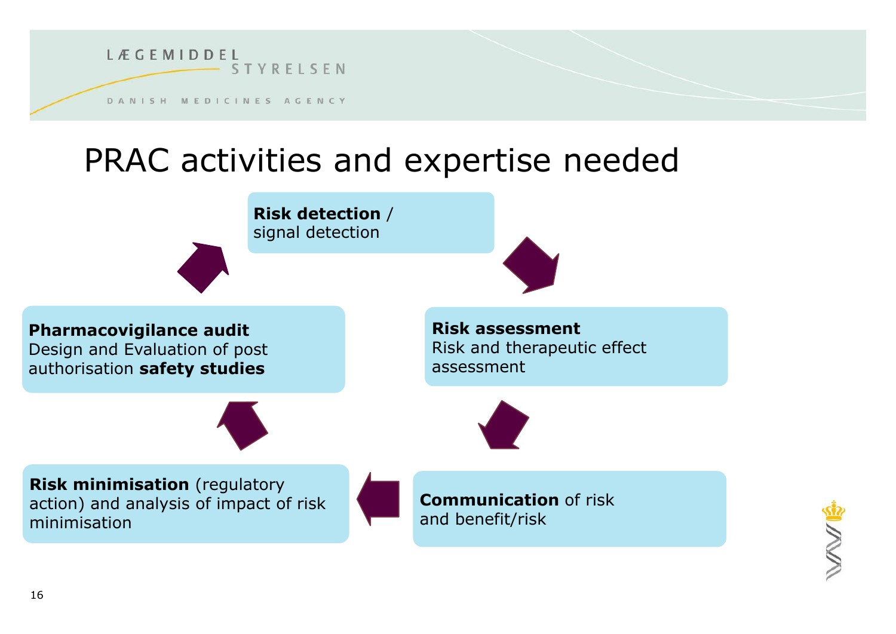# PRAC activities and expertise needed

- **Risk detection** / signal detection
- **Risk assessment** Risk and therapeutic effect assessment
- **Communication** of risk and benefit/risk
- **Risk minimisation** (regulatory action) and analysis of impact of risk minimisation
- **Pharmacovigilance audit** Design and Evaluation of post authorisation **safety studies**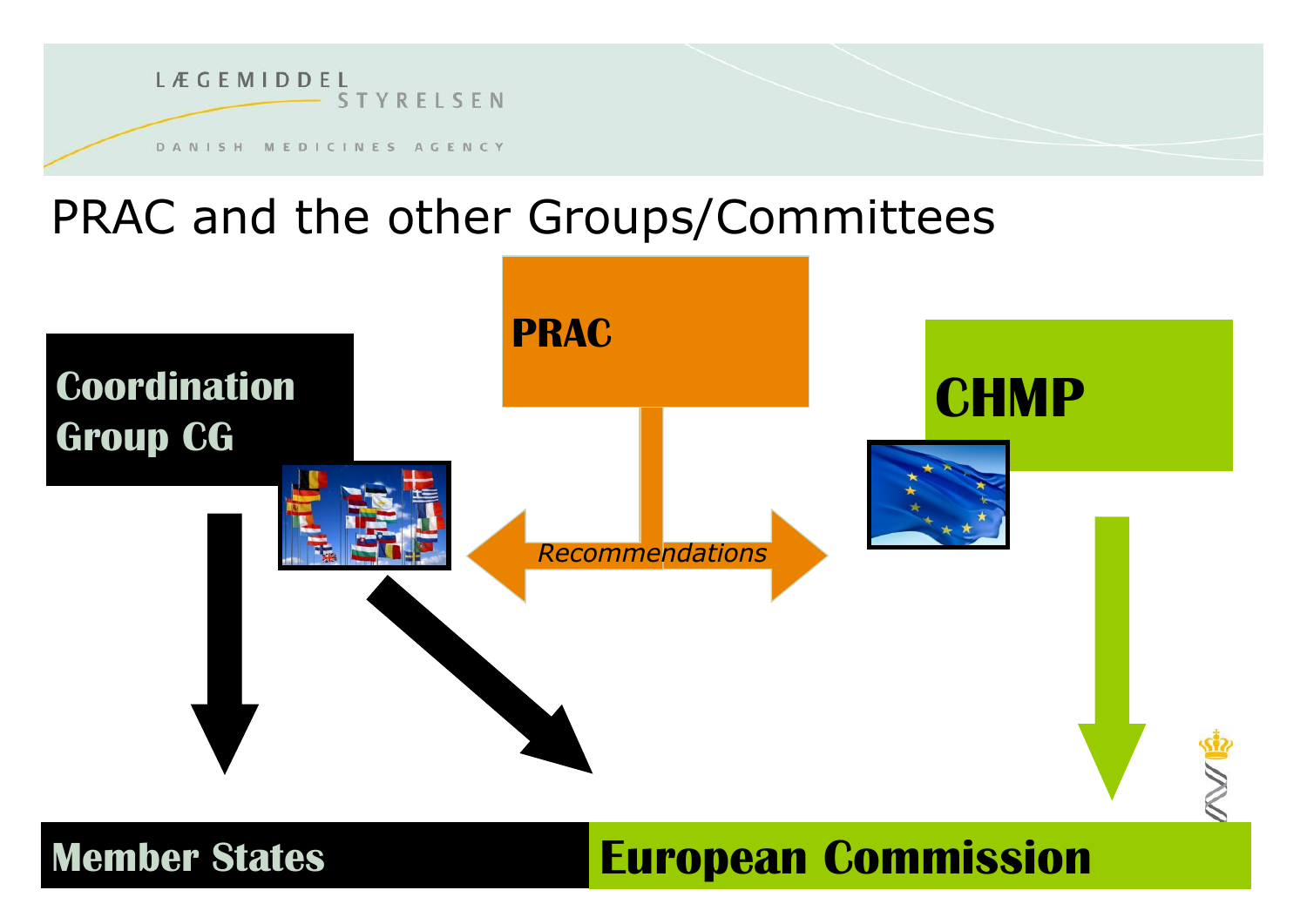# PRAC and the other Groups/Committees

**PRAC**

**Coordination Group CG**

**CHMP**

*Recommendations*

**Member States**

**European Commission**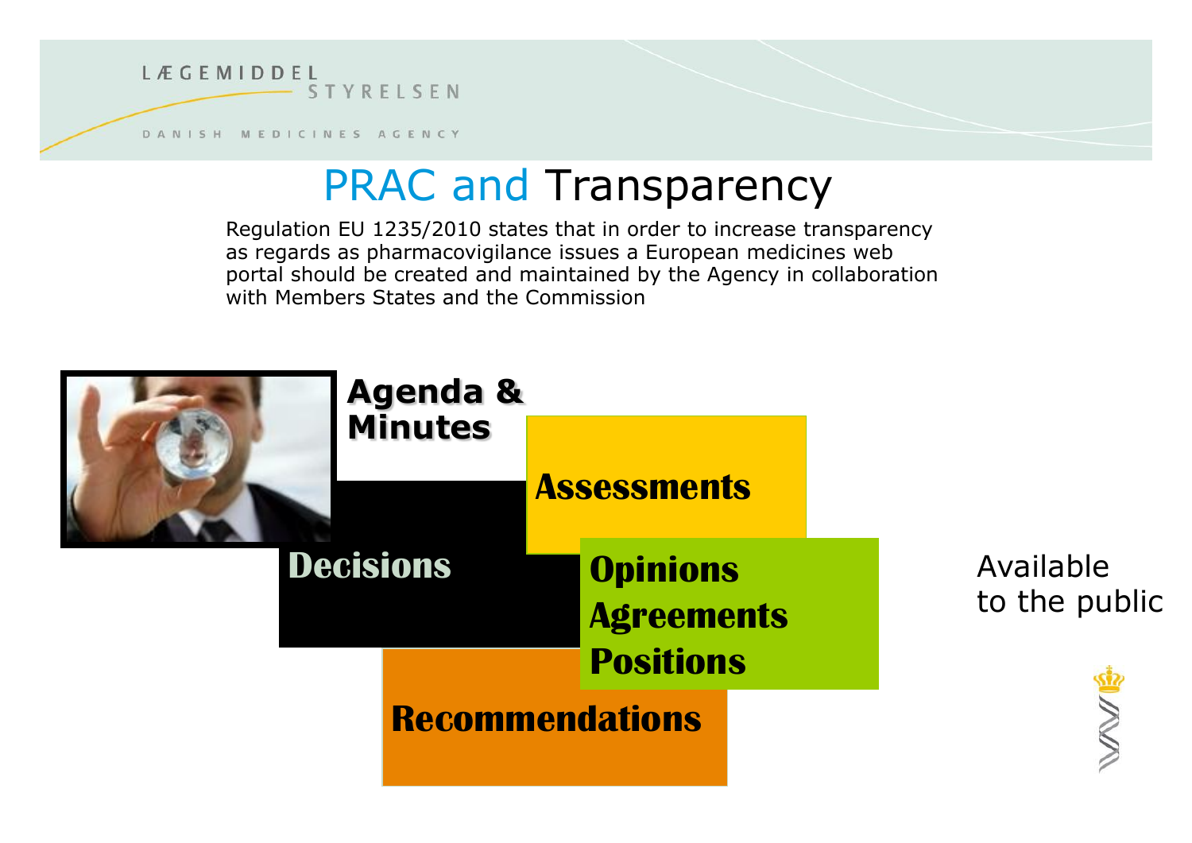# PRAC and Transparency

Regulation EU 1235/2010 states that in order to increase transparency as regards as pharmacovigilance issues a European medicines web portal should be created and maintained by the Agency in collaboration with Members States and the Commission

**Agenda & Minutes**

**Assessments**

**Decisions**

**Opinions**
**Agreements**
**Positions**

**Recommendations**

Available to the public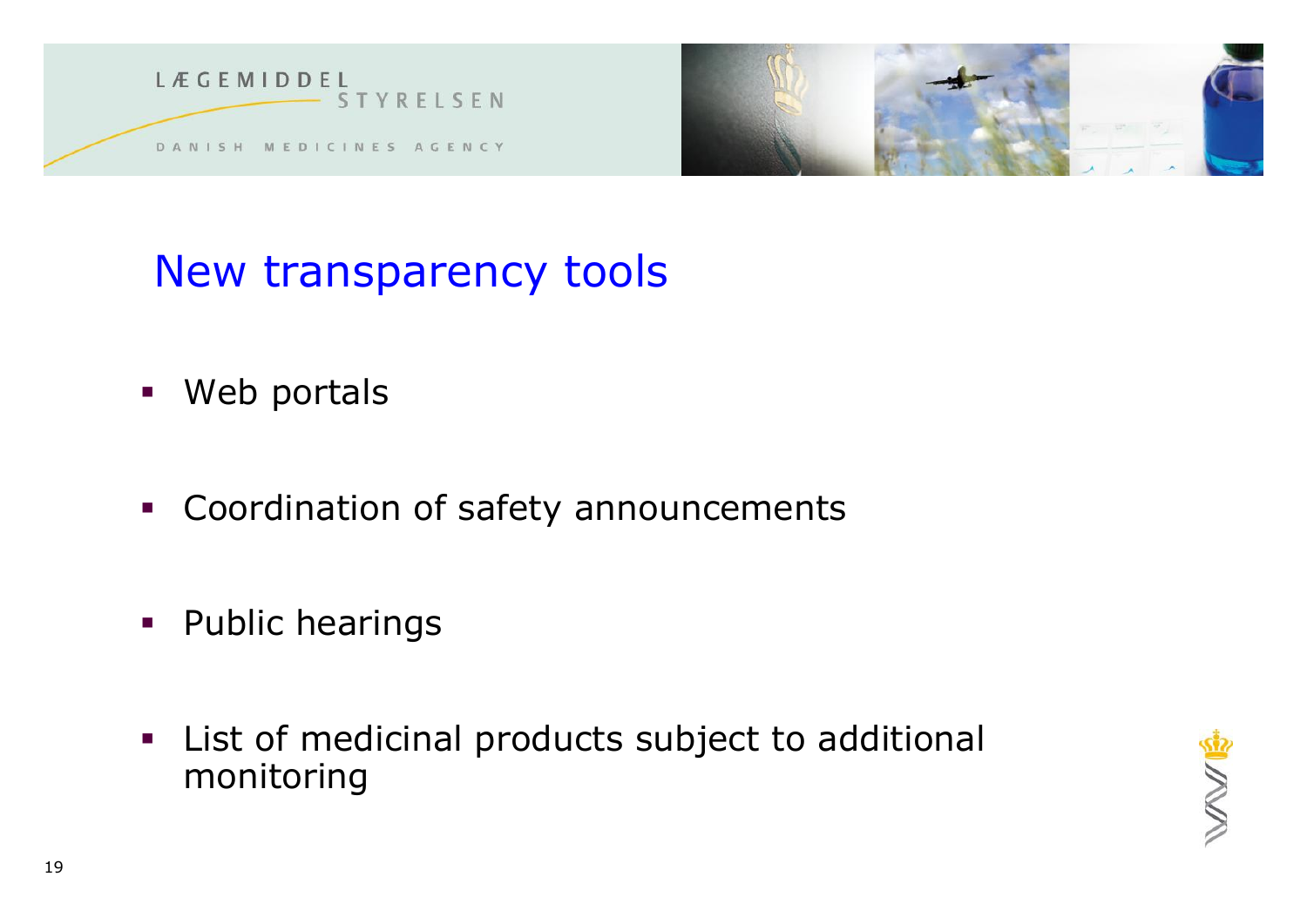# New transparency tools

- Web portals
- Coordination of safety announcements
- Public hearings
- List of medicinal products subject to additional monitoring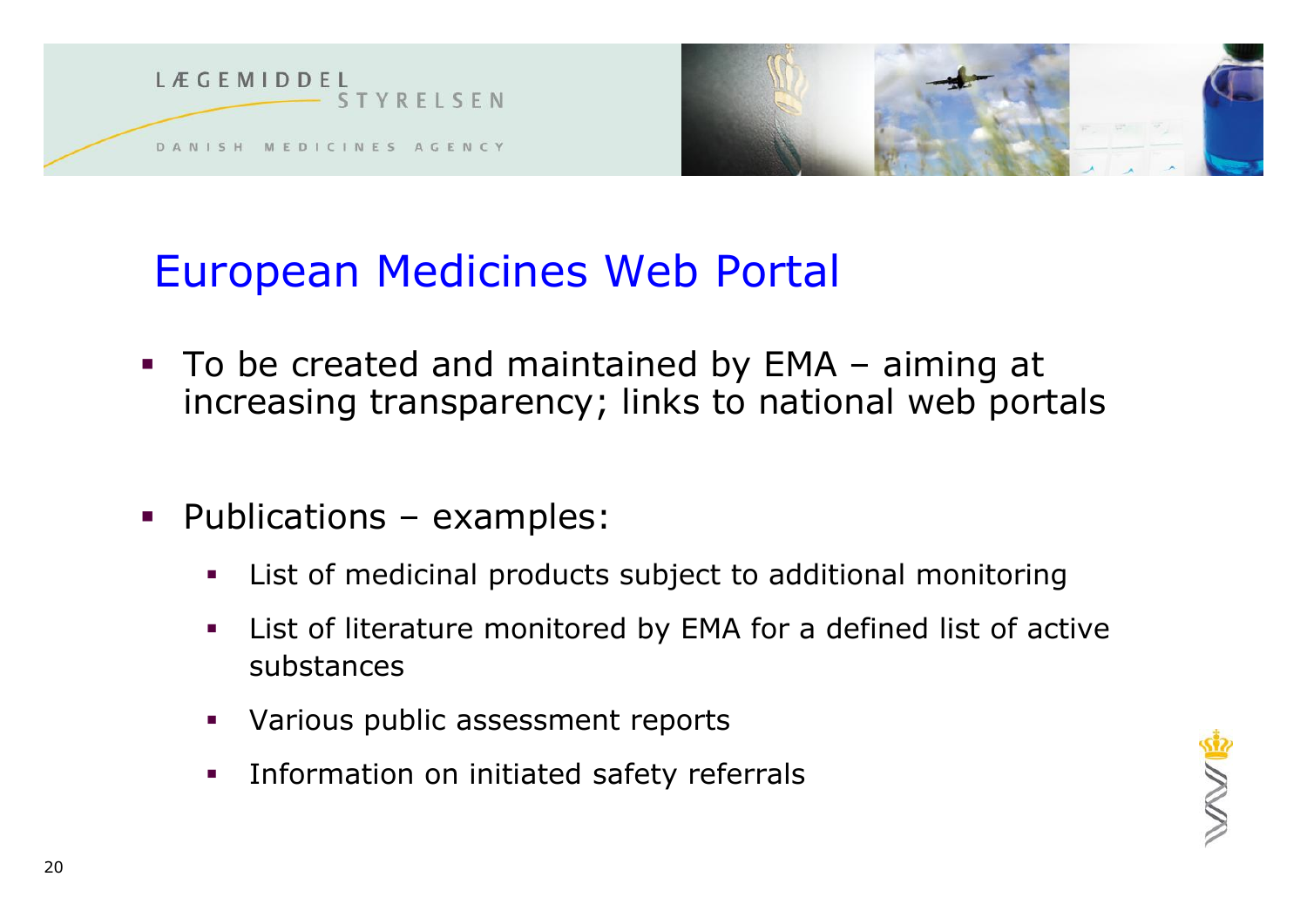# European Medicines Web Portal

- To be created and maintained by EMA – aiming at increasing transparency; links to national web portals

- Publications – examples:
  - List of medicinal products subject to additional monitoring
  - List of literature monitored by EMA for a defined list of active substances
  - Various public assessment reports
  - Information on initiated safety referrals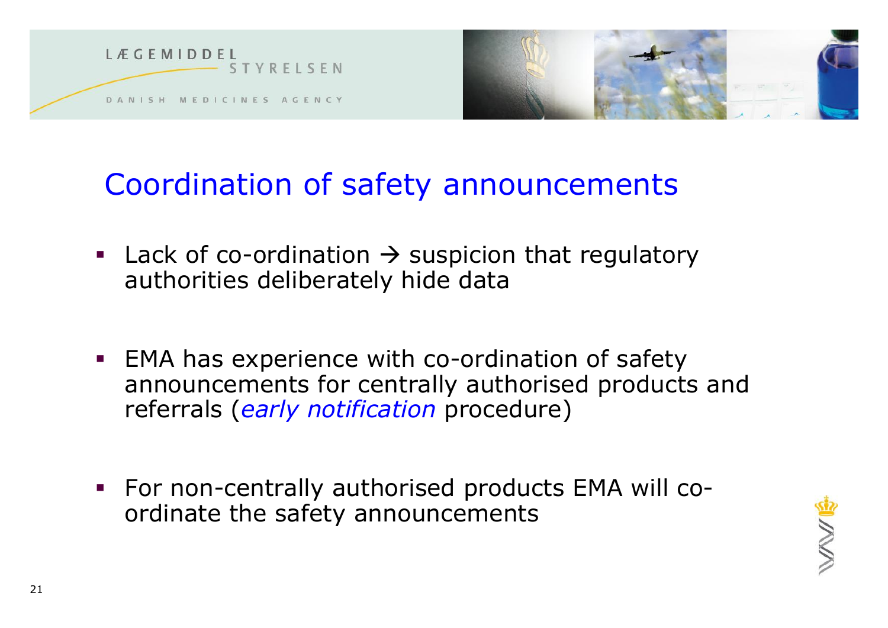# Coordination of safety announcements

- Lack of co-ordination → suspicion that regulatory authorities deliberately hide data
- EMA has experience with co-ordination of safety announcements for centrally authorised products and referrals (*early notification* procedure)
- For non-centrally authorised products EMA will co-ordinate the safety announcements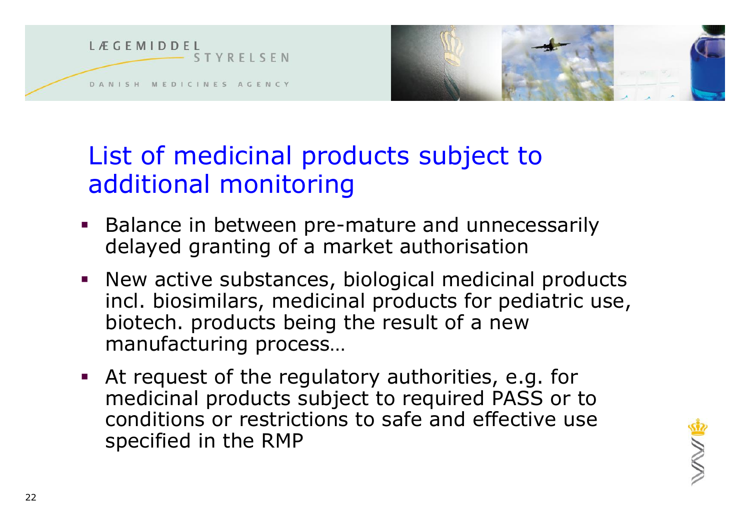# List of medicinal products subject to additional monitoring

- Balance in between pre-mature and unnecessarily delayed granting of a market authorisation
- New active substances, biological medicinal products incl. biosimilars, medicinal products for pediatric use, biotech. products being the result of a new manufacturing process…
- At request of the regulatory authorities, e.g. for medicinal products subject to required PASS or to conditions or restrictions to safe and effective use specified in the RMP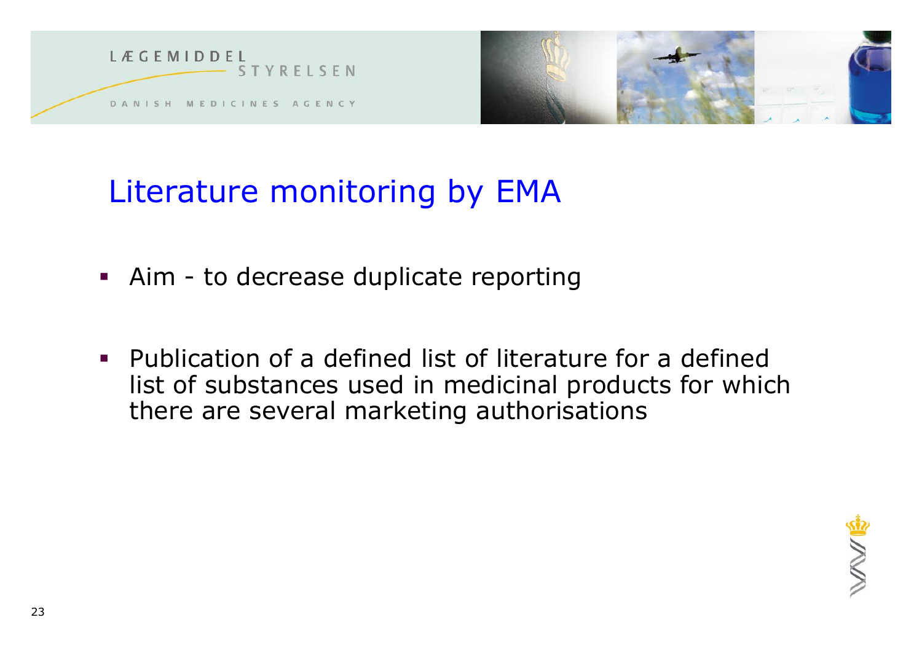# Literature monitoring by EMA

- Aim - to decrease duplicate reporting
- Publication of a defined list of literature for a defined list of substances used in medicinal products for which there are several marketing authorisations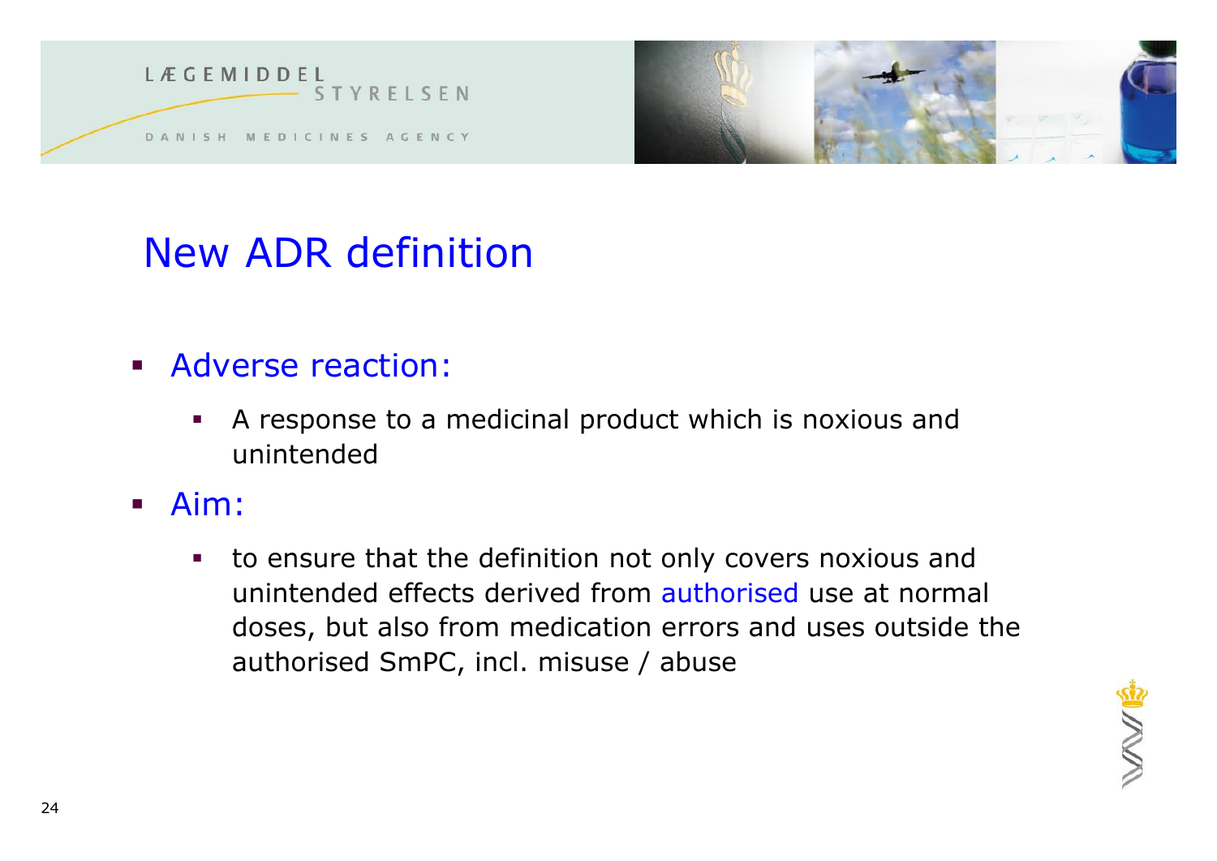# New ADR definition

- Adverse reaction:
  - A response to a medicinal product which is noxious and unintended
- Aim:
  - to ensure that the definition not only covers noxious and unintended effects derived from authorised use at normal doses, but also from medication errors and uses outside the authorised SmPC, incl. misuse / abuse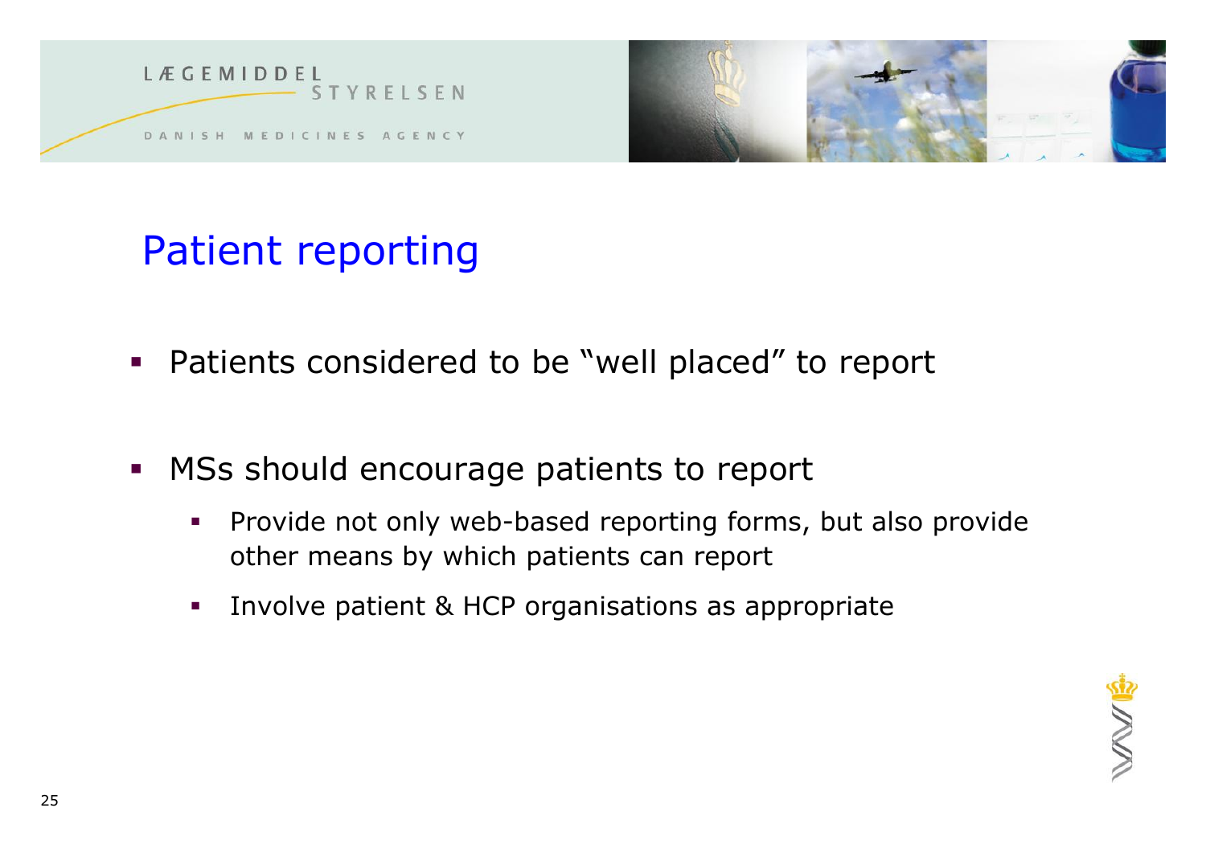# Patient reporting

- Patients considered to be “well placed” to report
- MSs should encourage patients to report
  - Provide not only web-based reporting forms, but also provide other means by which patients can report
  - Involve patient & HCP organisations as appropriate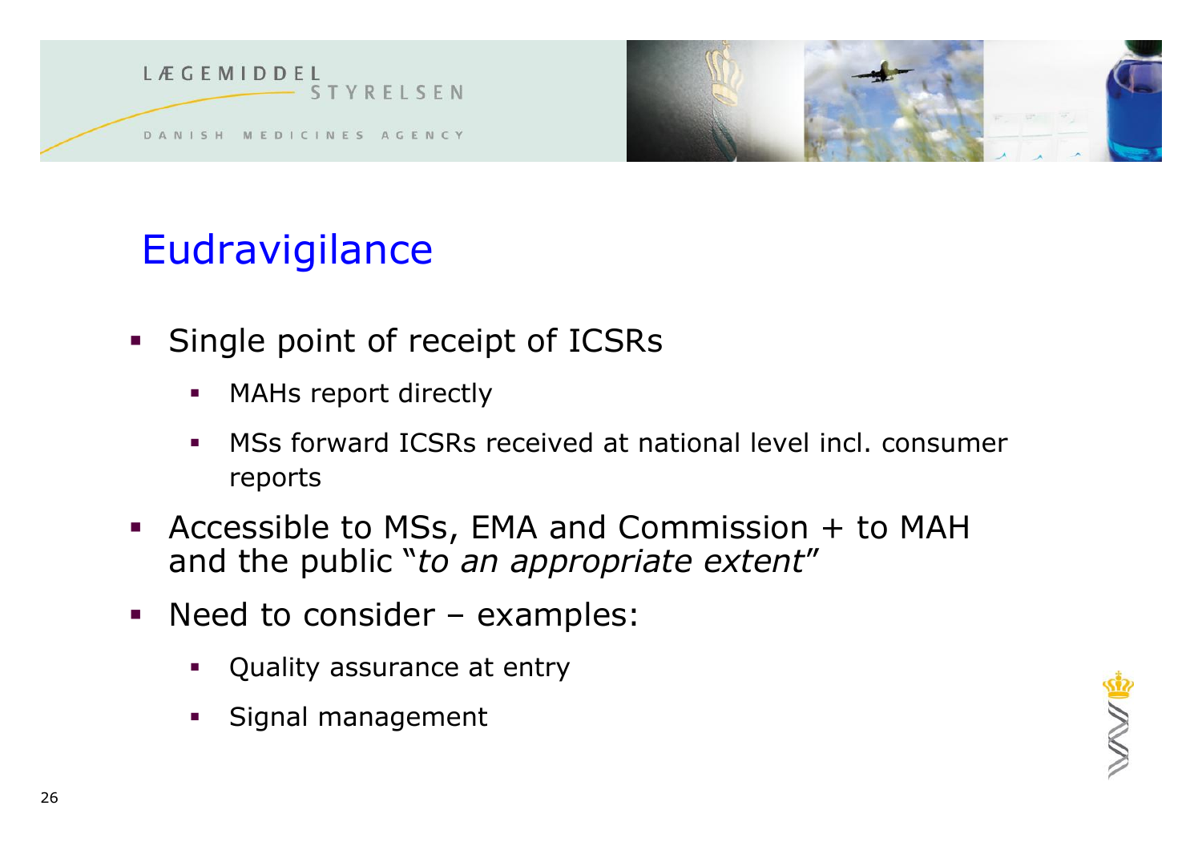# Eudravigilance

- Single point of receipt of ICSRs
  - MAHs report directly
  - MSs forward ICSRs received at national level incl. consumer reports
- Accessible to MSs, EMA and Commission + to MAH and the public "*to an appropriate extent*"
- Need to consider – examples:
  - Quality assurance at entry
  - Signal management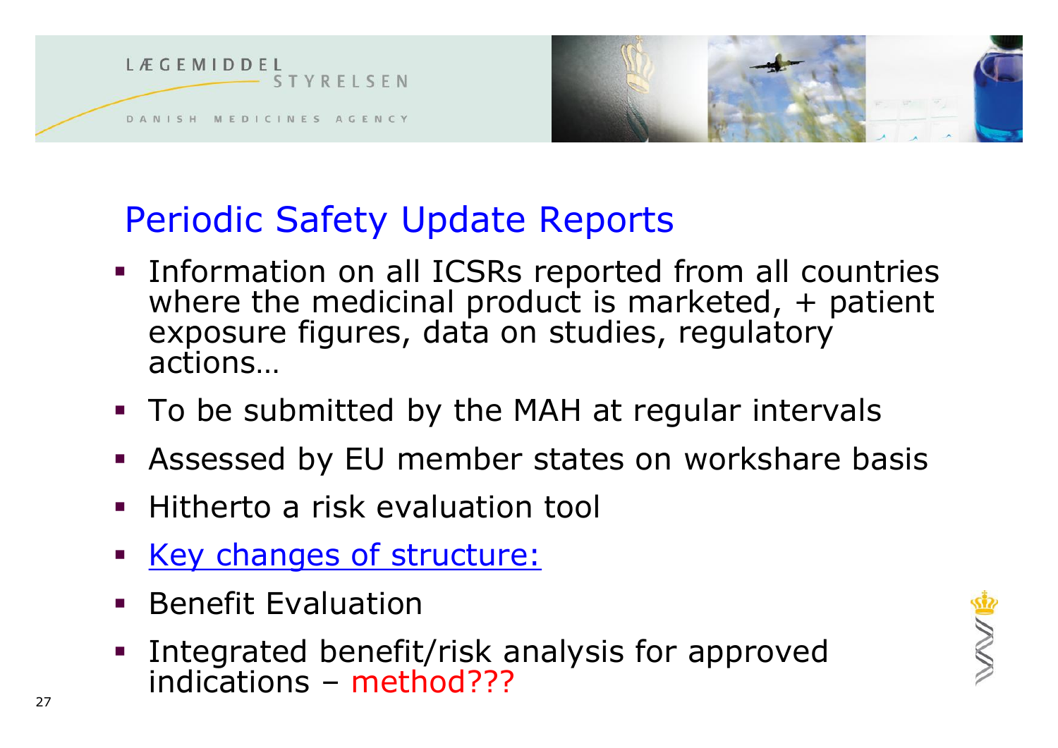# Periodic Safety Update Reports

- Information on all ICSRs reported from all countries where the medicinal product is marketed, + patient exposure figures, data on studies, regulatory actions…
- To be submitted by the MAH at regular intervals
- Assessed by EU member states on workshare basis
- Hitherto a risk evaluation tool
- Key changes of structure:
- Benefit Evaluation
- Integrated benefit/risk analysis for approved indications – method???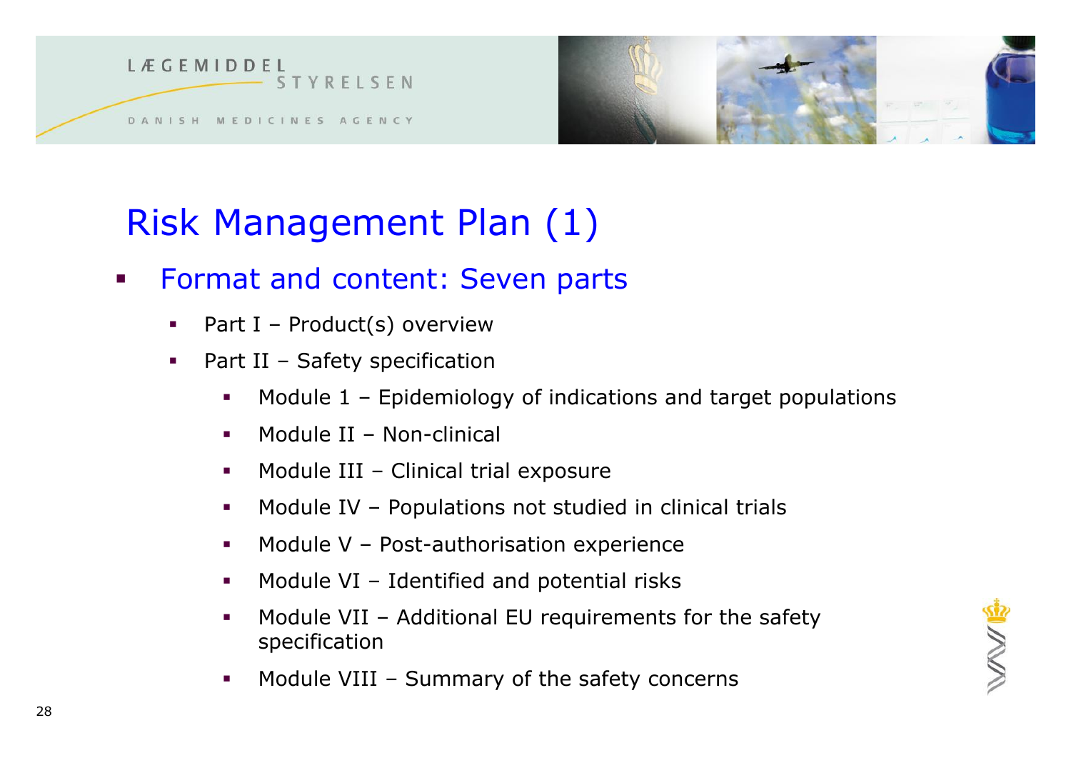# Risk Management Plan (1)

- Format and content: Seven parts
  - Part I – Product(s) overview
  - Part II – Safety specification
    - Module 1 – Epidemiology of indications and target populations
    - Module II – Non-clinical
    - Module III – Clinical trial exposure
    - Module IV – Populations not studied in clinical trials
    - Module V – Post-authorisation experience
    - Module VI – Identified and potential risks
    - Module VII – Additional EU requirements for the safety specification
    - Module VIII – Summary of the safety concerns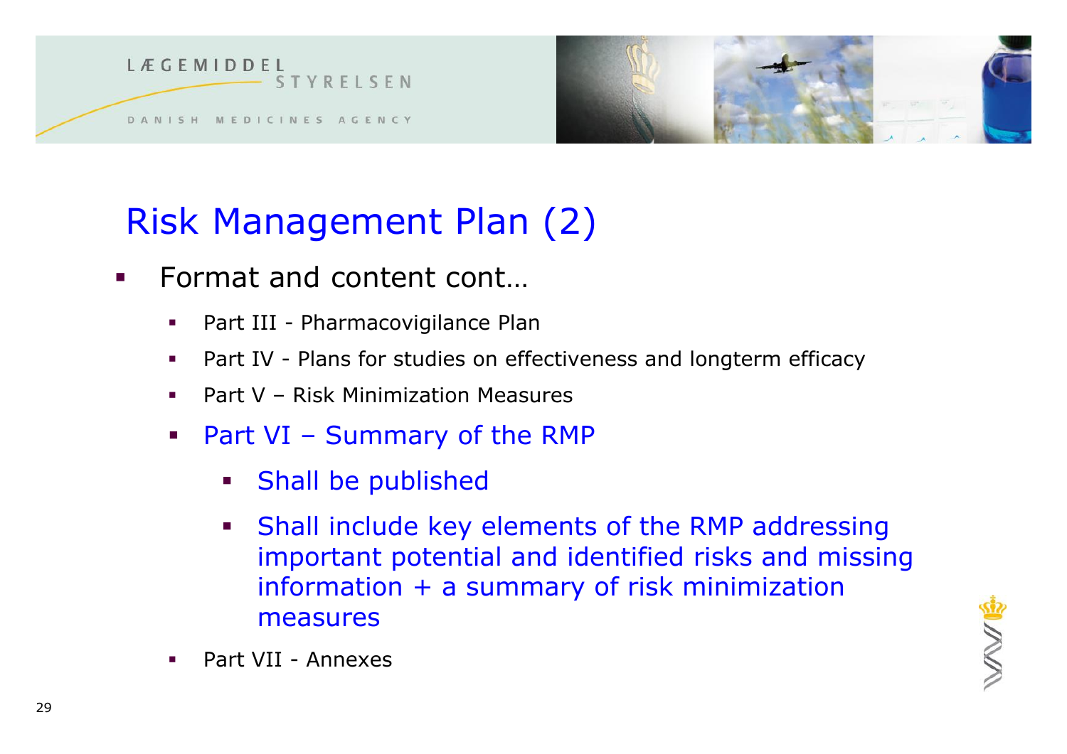# Risk Management Plan (2)

- Format and content cont…
  - Part III - Pharmacovigilance Plan
  - Part IV - Plans for studies on effectiveness and longterm efficacy
  - Part V – Risk Minimization Measures
  - Part VI – Summary of the RMP
    - Shall be published
    - Shall include key elements of the RMP addressing important potential and identified risks and missing information + a summary of risk minimization measures
  - Part VII - Annexes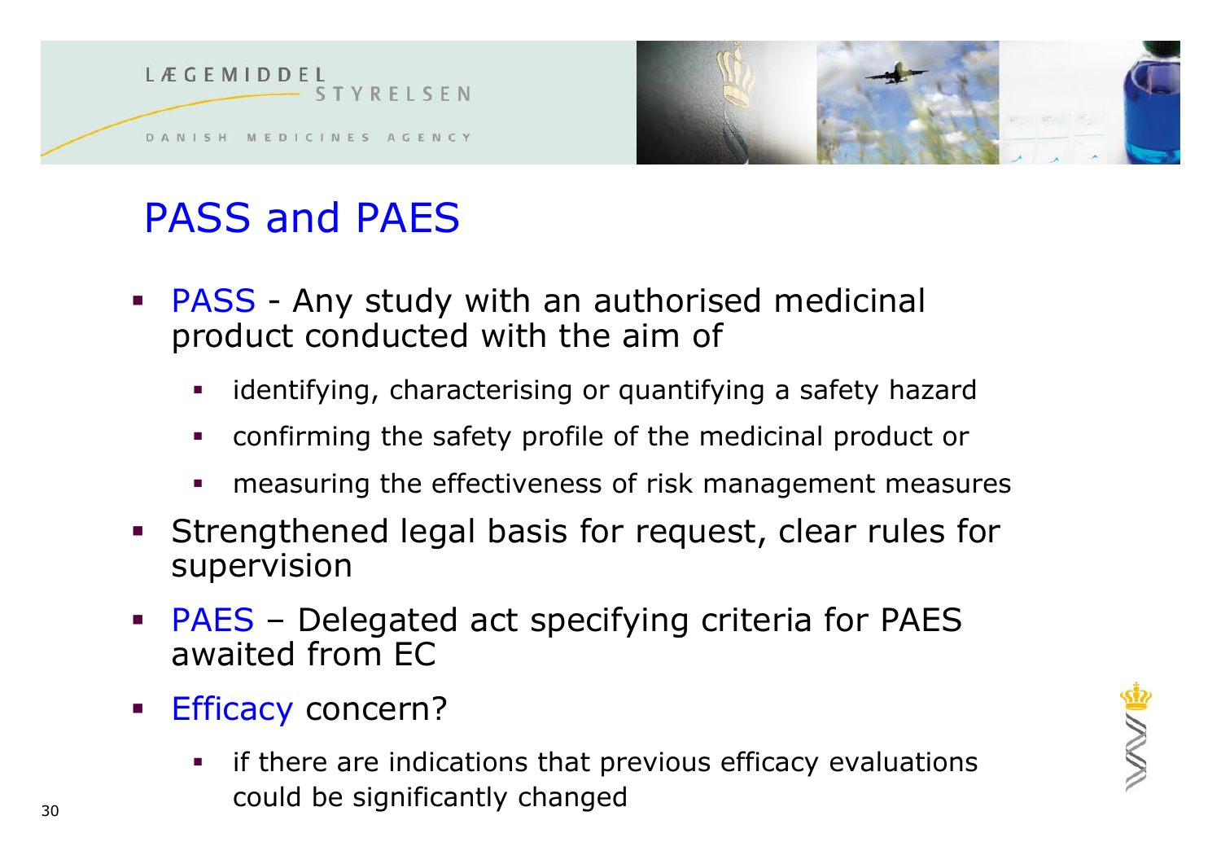# PASS and PAES

- PASS - Any study with an authorised medicinal product conducted with the aim of
  - identifying, characterising or quantifying a safety hazard
  - confirming the safety profile of the medicinal product or
  - measuring the effectiveness of risk management measures
- Strengthened legal basis for request, clear rules for supervision
- PAES – Delegated act specifying criteria for PAES awaited from EC
- Efficacy concern?
  - if there are indications that previous efficacy evaluations could be significantly changed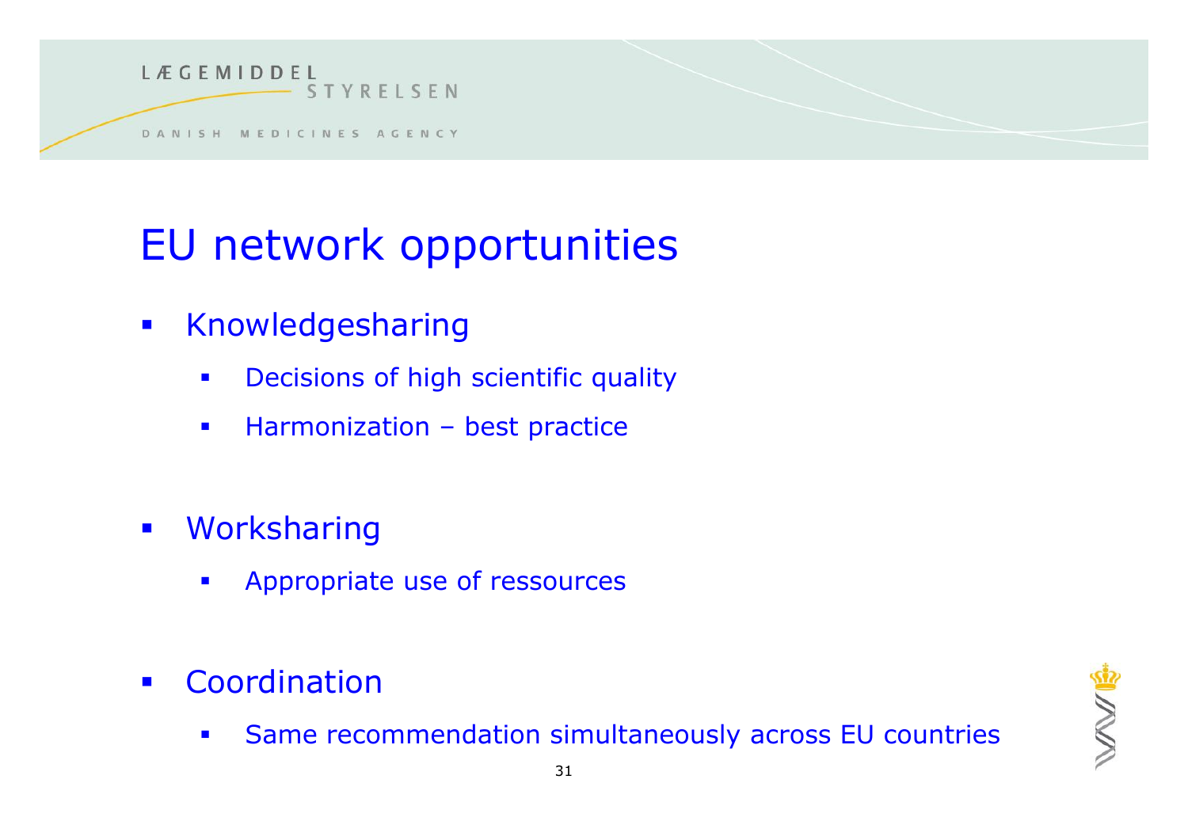# EU network opportunities

- Knowledgesharing
  - Decisions of high scientific quality
  - Harmonization – best practice
- Worksharing
  - Appropriate use of ressources
- Coordination
  - Same recommendation simultaneously across EU countries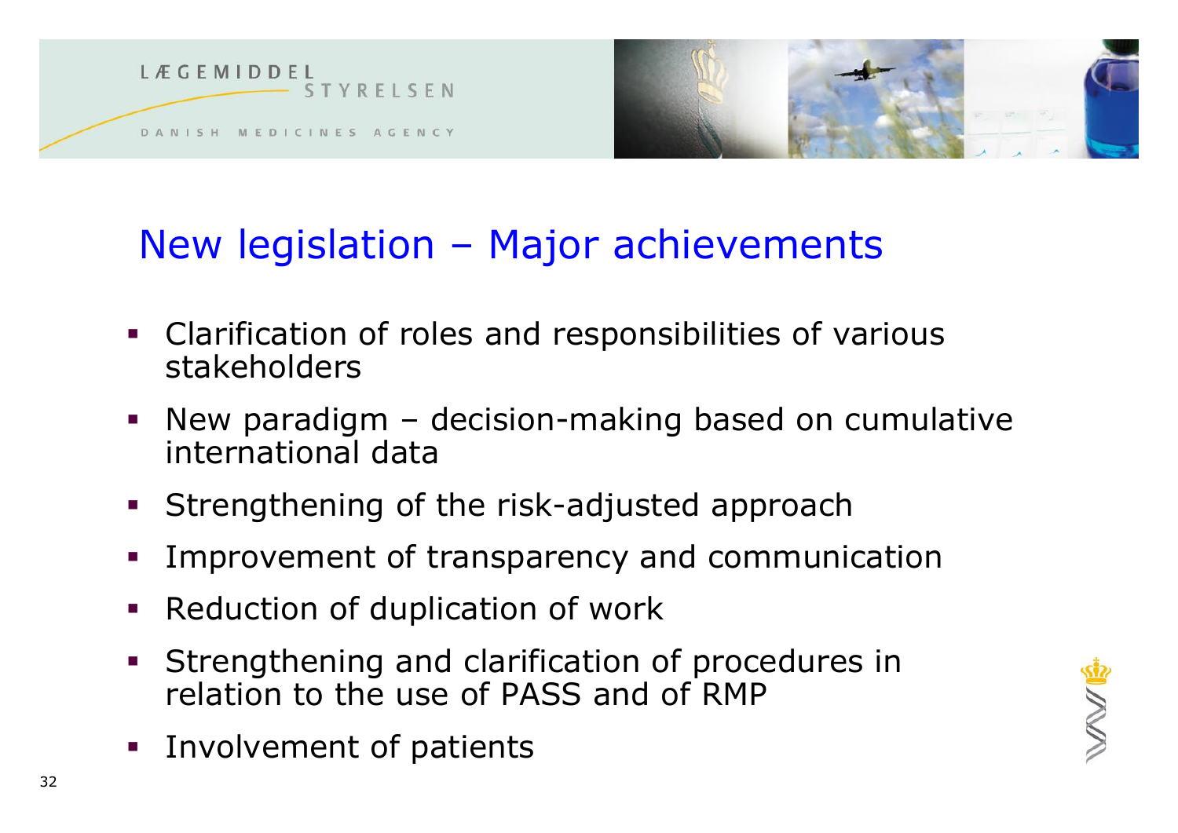# New legislation – Major achievements

- Clarification of roles and responsibilities of various stakeholders
- New paradigm – decision-making based on cumulative international data
- Strengthening of the risk-adjusted approach
- Improvement of transparency and communication
- Reduction of duplication of work
- Strengthening and clarification of procedures in relation to the use of PASS and of RMP
- Involvement of patients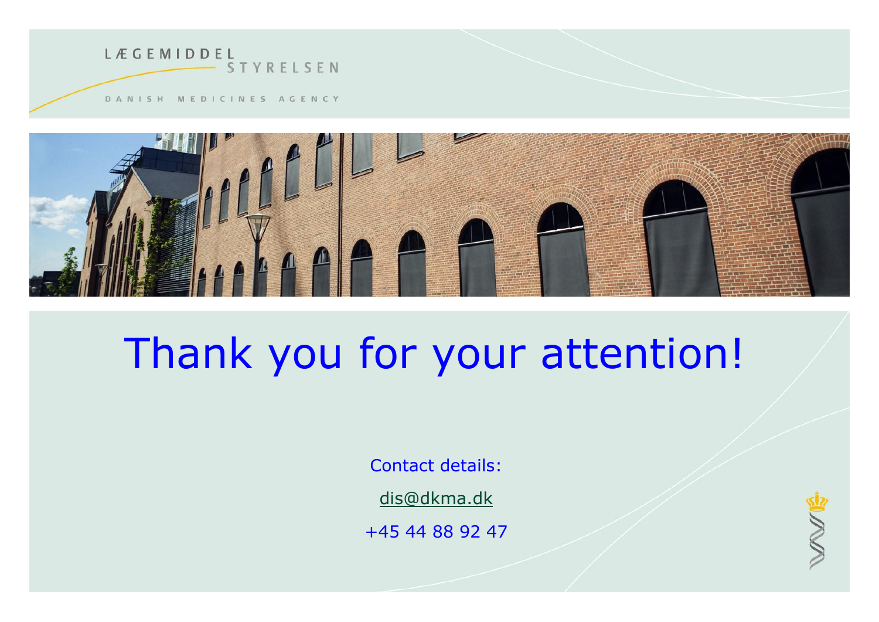LÆGEMIDDEL STYRELSEN

DANISH MEDICINES AGENCY

# Thank you for your attention!

Contact details:

dis@dkma.dk

+45 44 88 92 47